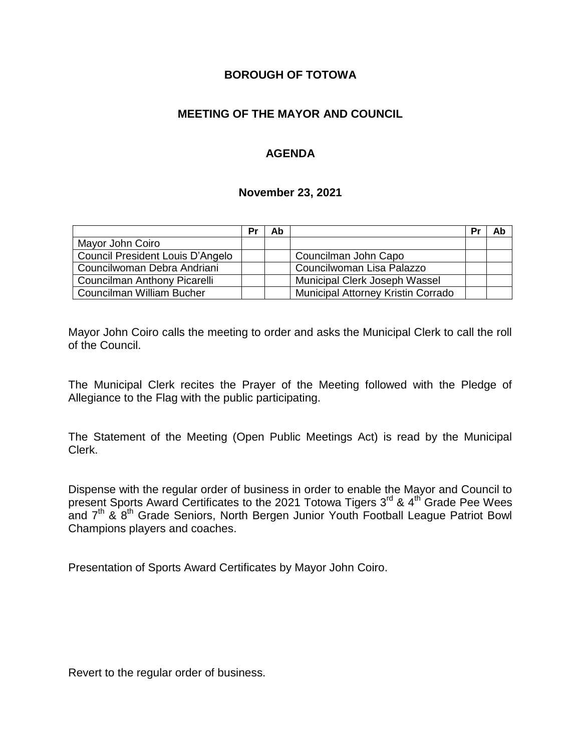**BOROUGH OF TOTOWA**

**MEETING OF THE MAYOR AND COUNCIL**

**AGENDA**

**November 23, 2021**

| | Pr | Ab | | Pr | Ab |
|---|---|---|---|---|---|
| Mayor John Coiro | | | | | |
| Council President Louis D'Angelo | | | Councilman John Capo | | |
| Councilwoman Debra Andriani | | | Councilwoman Lisa Palazzo | | |
| Councilman Anthony Picarelli | | | Municipal Clerk Joseph Wassel | | |
| Councilman William Bucher | | | Municipal Attorney Kristin Corrado | | |

Mayor John Coiro calls the meeting to order and asks the Municipal Clerk to call the roll of the Council.

The Municipal Clerk recites the Prayer of the Meeting followed with the Pledge of Allegiance to the Flag with the public participating.

The Statement of the Meeting (Open Public Meetings Act) is read by the Municipal Clerk.

Dispense with the regular order of business in order to enable the Mayor and Council to present Sports Award Certificates to the 2021 Totowa Tigers 3rd & 4th Grade Pee Wees and 7th & 8th Grade Seniors, North Bergen Junior Youth Football League Patriot Bowl Champions players and coaches.

Presentation of Sports Award Certificates by Mayor John Coiro.

Revert to the regular order of business.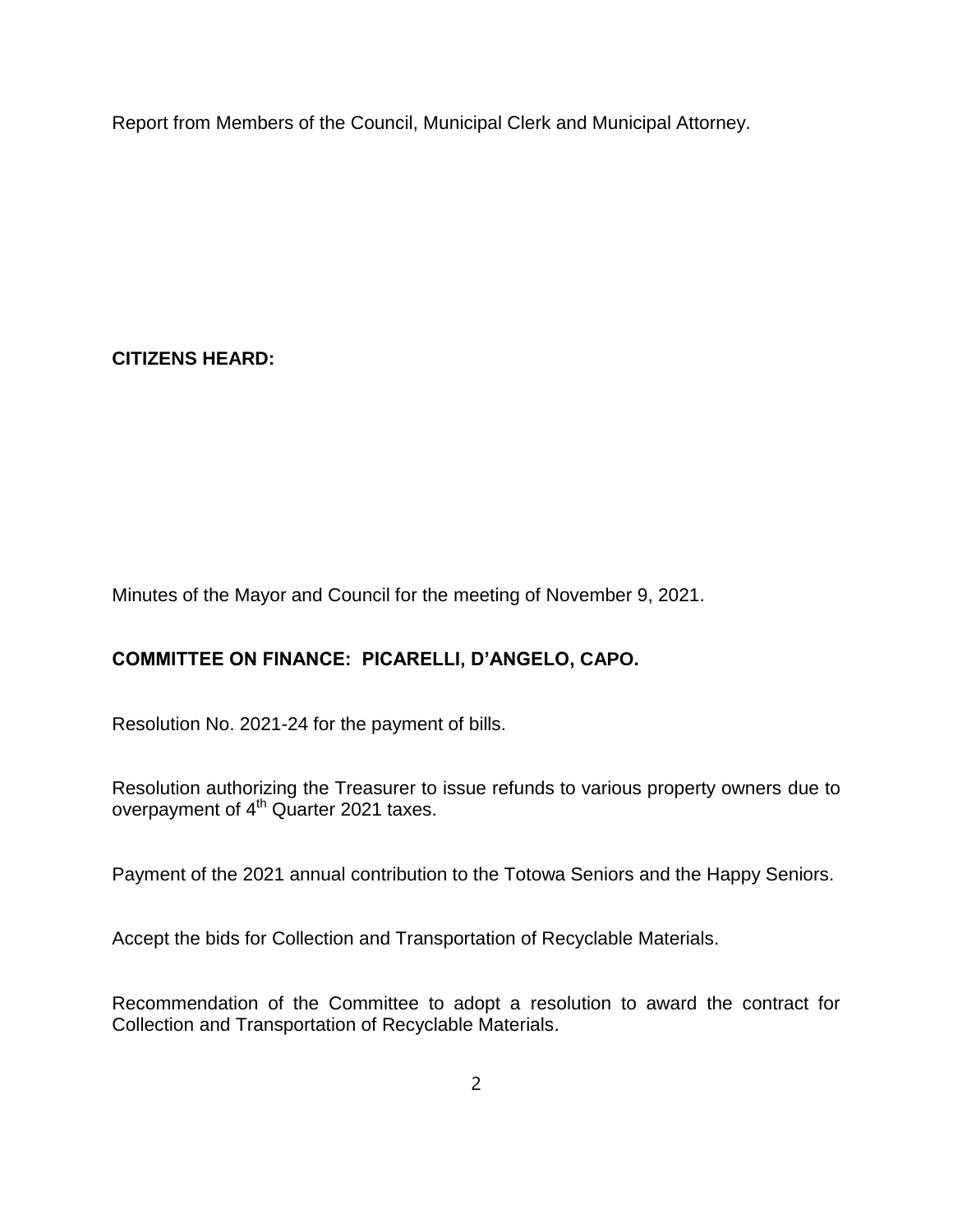Report from Members of the Council, Municipal Clerk and Municipal Attorney.

**CITIZENS HEARD:**

Minutes of the Mayor and Council for the meeting of November 9, 2021.

**COMMITTEE ON FINANCE: PICARELLI, D'ANGELO, CAPO.**

Resolution No. 2021-24 for the payment of bills.

Resolution authorizing the Treasurer to issue refunds to various property owners due to overpayment of 4th Quarter 2021 taxes.

Payment of the 2021 annual contribution to the Totowa Seniors and the Happy Seniors.

Accept the bids for Collection and Transportation of Recyclable Materials.

Recommendation of the Committee to adopt a resolution to award the contract for Collection and Transportation of Recyclable Materials.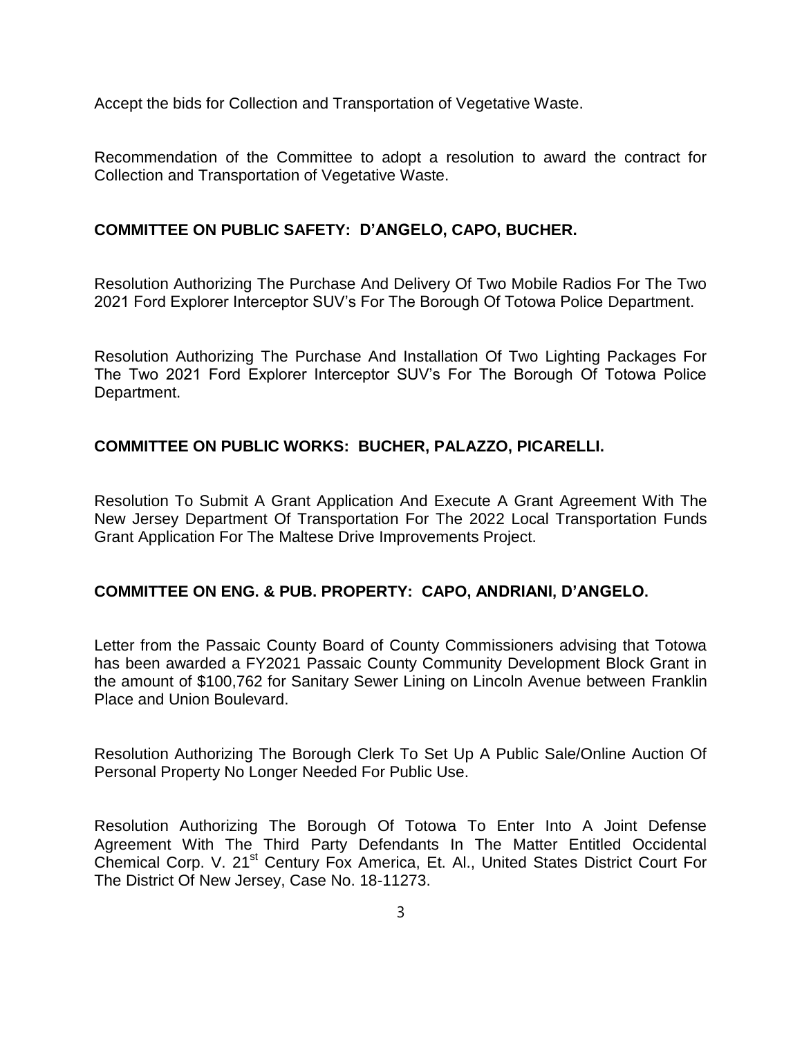Accept the bids for Collection and Transportation of Vegetative Waste.

Recommendation of the Committee to adopt a resolution to award the contract for Collection and Transportation of Vegetative Waste.

**COMMITTEE ON PUBLIC SAFETY: D'ANGELO, CAPO, BUCHER.**

Resolution Authorizing The Purchase And Delivery Of Two Mobile Radios For The Two 2021 Ford Explorer Interceptor SUV's For The Borough Of Totowa Police Department.

Resolution Authorizing The Purchase And Installation Of Two Lighting Packages For The Two 2021 Ford Explorer Interceptor SUV's For The Borough Of Totowa Police Department.

**COMMITTEE ON PUBLIC WORKS: BUCHER, PALAZZO, PICARELLI.**

Resolution To Submit A Grant Application And Execute A Grant Agreement With The New Jersey Department Of Transportation For The 2022 Local Transportation Funds Grant Application For The Maltese Drive Improvements Project.

**COMMITTEE ON ENG. & PUB. PROPERTY: CAPO, ANDRIANI, D'ANGELO.**

Letter from the Passaic County Board of County Commissioners advising that Totowa has been awarded a FY2021 Passaic County Community Development Block Grant in the amount of $100,762 for Sanitary Sewer Lining on Lincoln Avenue between Franklin Place and Union Boulevard.

Resolution Authorizing The Borough Clerk To Set Up A Public Sale/Online Auction Of Personal Property No Longer Needed For Public Use.

Resolution Authorizing The Borough Of Totowa To Enter Into A Joint Defense Agreement With The Third Party Defendants In The Matter Entitled Occidental Chemical Corp. V. 21st Century Fox America, Et. Al., United States District Court For The District Of New Jersey, Case No. 18-11273.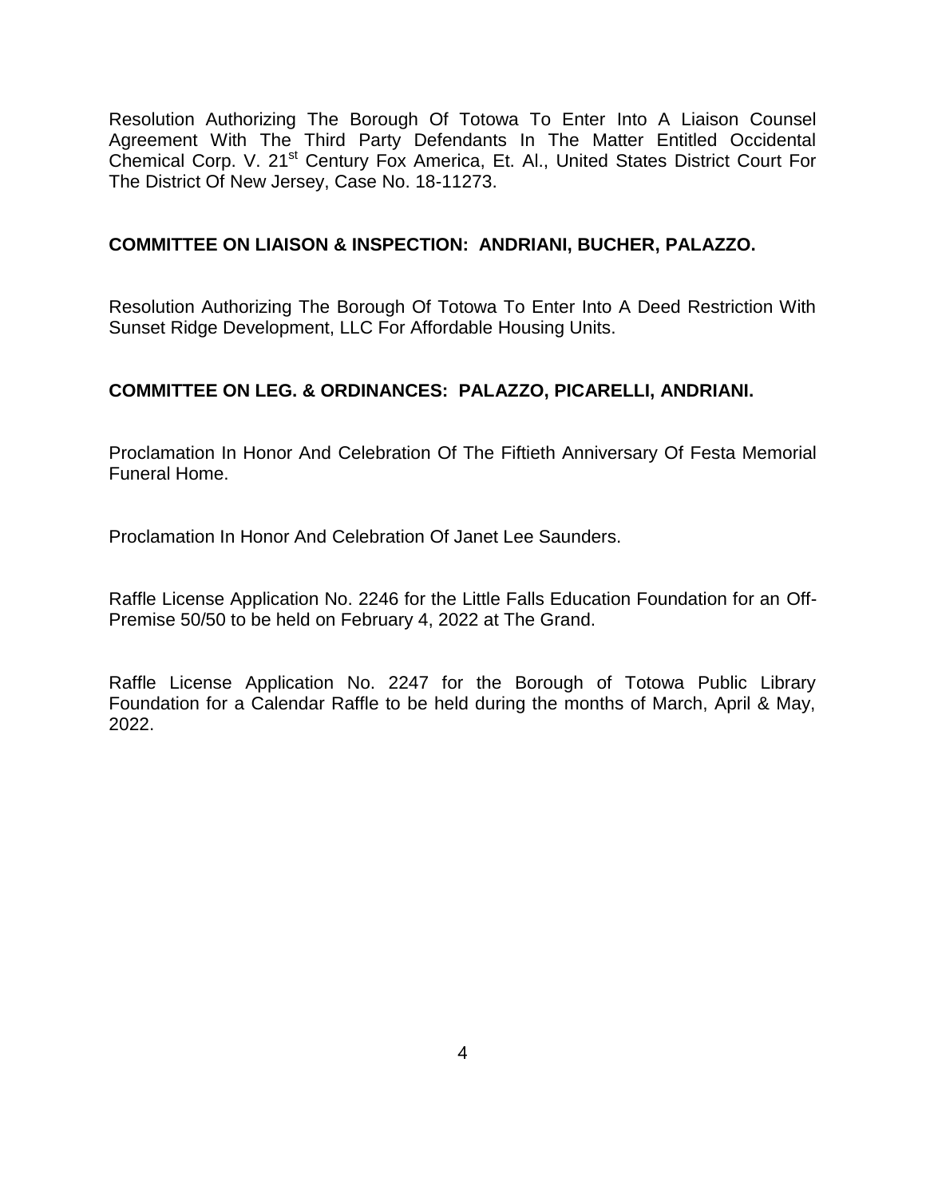Resolution Authorizing The Borough Of Totowa To Enter Into A Liaison Counsel Agreement With The Third Party Defendants In The Matter Entitled Occidental Chemical Corp. V. 21st Century Fox America, Et. Al., United States District Court For The District Of New Jersey, Case No. 18-11273.

**COMMITTEE ON LIAISON & INSPECTION: ANDRIANI, BUCHER, PALAZZO.**

Resolution Authorizing The Borough Of Totowa To Enter Into A Deed Restriction With Sunset Ridge Development, LLC For Affordable Housing Units.

**COMMITTEE ON LEG. & ORDINANCES: PALAZZO, PICARELLI, ANDRIANI.**

Proclamation In Honor And Celebration Of The Fiftieth Anniversary Of Festa Memorial Funeral Home.

Proclamation In Honor And Celebration Of Janet Lee Saunders.

Raffle License Application No. 2246 for the Little Falls Education Foundation for an Off-Premise 50/50 to be held on February 4, 2022 at The Grand.

Raffle License Application No. 2247 for the Borough of Totowa Public Library Foundation for a Calendar Raffle to be held during the months of March, April & May, 2022.